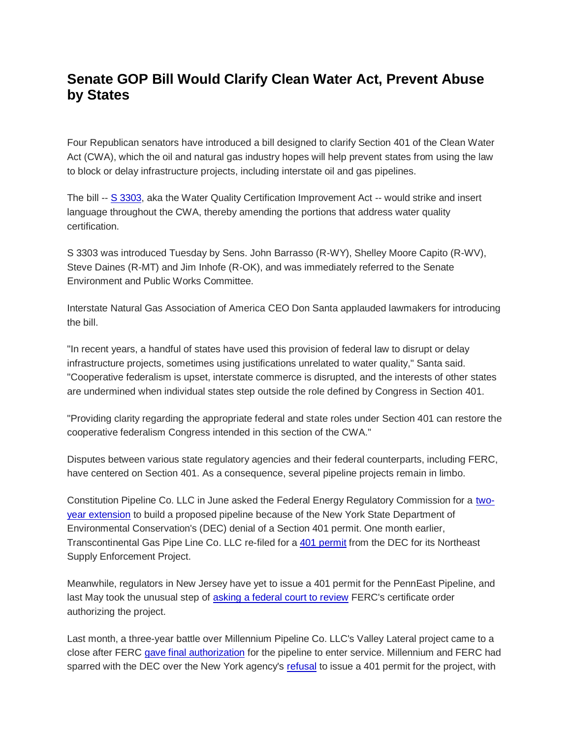# Senate GOP Bill Would Clarify Clean Water Act, Prevent Abuse by States

Four Republican senators have introduced a bill designed to clarify Section 401 of the Clean Water Act (CWA), which the oil and natural gas industry hopes will help prevent states from using the law to block or delay infrastructure projects, including interstate oil and gas pipelines.

The bill -- S 3303, aka the Water Quality Certification Improvement Act -- would strike and insert language throughout the CWA, thereby amending the portions that address water quality certification.

S 3303 was introduced Tuesday by Sens. John Barrasso (R-WY), Shelley Moore Capito (R-WV), Steve Daines (R-MT) and Jim Inhofe (R-OK), and was immediately referred to the Senate Environment and Public Works Committee.

Interstate Natural Gas Association of America CEO Don Santa applauded lawmakers for introducing the bill.

"In recent years, a handful of states have used this provision of federal law to disrupt or delay infrastructure projects, sometimes using justifications unrelated to water quality," Santa said. "Cooperative federalism is upset, interstate commerce is disrupted, and the interests of other states are undermined when individual states step outside the role defined by Congress in Section 401.

"Providing clarity regarding the appropriate federal and state roles under Section 401 can restore the cooperative federalism Congress intended in this section of the CWA."

Disputes between various state regulatory agencies and their federal counterparts, including FERC, have centered on Section 401. As a consequence, several pipeline projects remain in limbo.

Constitution Pipeline Co. LLC in June asked the Federal Energy Regulatory Commission for a two-year extension to build a proposed pipeline because of the New York State Department of Environmental Conservation's (DEC) denial of a Section 401 permit. One month earlier, Transcontinental Gas Pipe Line Co. LLC re-filed for a 401 permit from the DEC for its Northeast Supply Enforcement Project.

Meanwhile, regulators in New Jersey have yet to issue a 401 permit for the PennEast Pipeline, and last May took the unusual step of asking a federal court to review FERC's certificate order authorizing the project.

Last month, a three-year battle over Millennium Pipeline Co. LLC's Valley Lateral project came to a close after FERC gave final authorization for the pipeline to enter service. Millennium and FERC had sparred with the DEC over the New York agency's refusal to issue a 401 permit for the project, with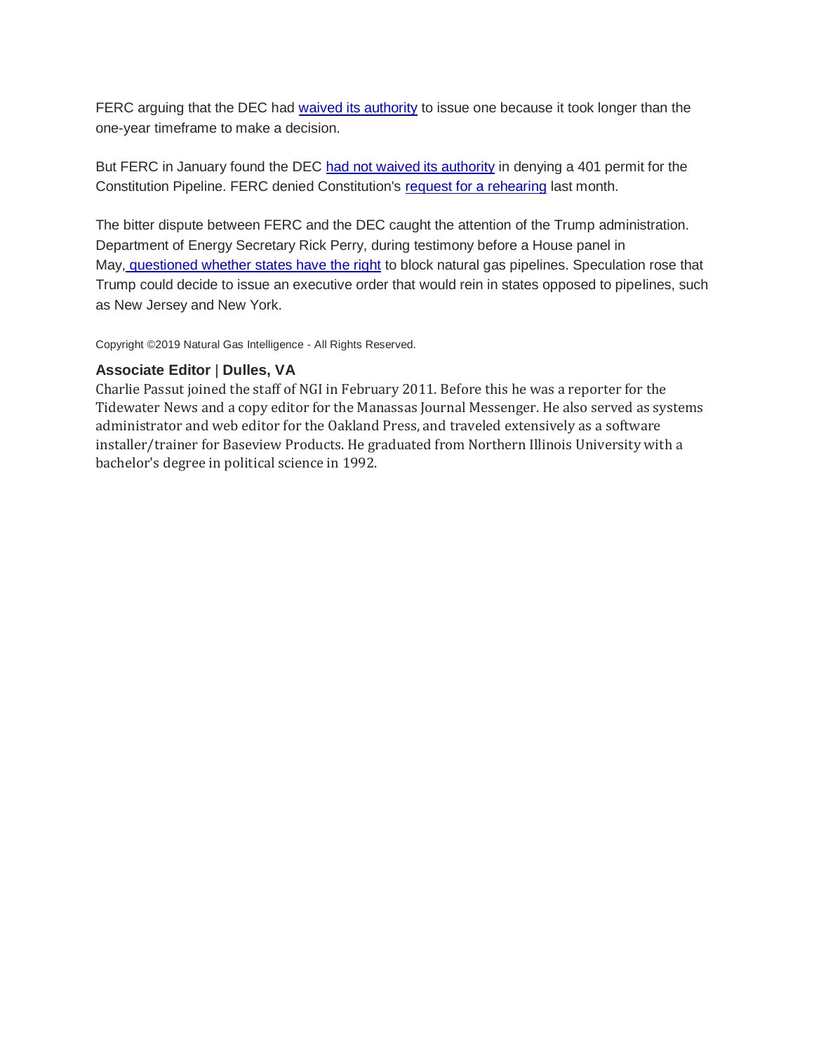FERC arguing that the DEC had waived its authority to issue one because it took longer than the one-year timeframe to make a decision.

But FERC in January found the DEC had not waived its authority in denying a 401 permit for the Constitution Pipeline. FERC denied Constitution's request for a rehearing last month.

The bitter dispute between FERC and the DEC caught the attention of the Trump administration. Department of Energy Secretary Rick Perry, during testimony before a House panel in May, questioned whether states have the right to block natural gas pipelines. Speculation rose that Trump could decide to issue an executive order that would rein in states opposed to pipelines, such as New Jersey and New York.

Copyright ©2019 Natural Gas Intelligence - All Rights Reserved.

**Associate Editor | Dulles, VA**

Charlie Passut joined the staff of NGI in February 2011. Before this he was a reporter for the Tidewater News and a copy editor for the Manassas Journal Messenger. He also served as systems administrator and web editor for the Oakland Press, and traveled extensively as a software installer/trainer for Baseview Products. He graduated from Northern Illinois University with a bachelor's degree in political science in 1992.